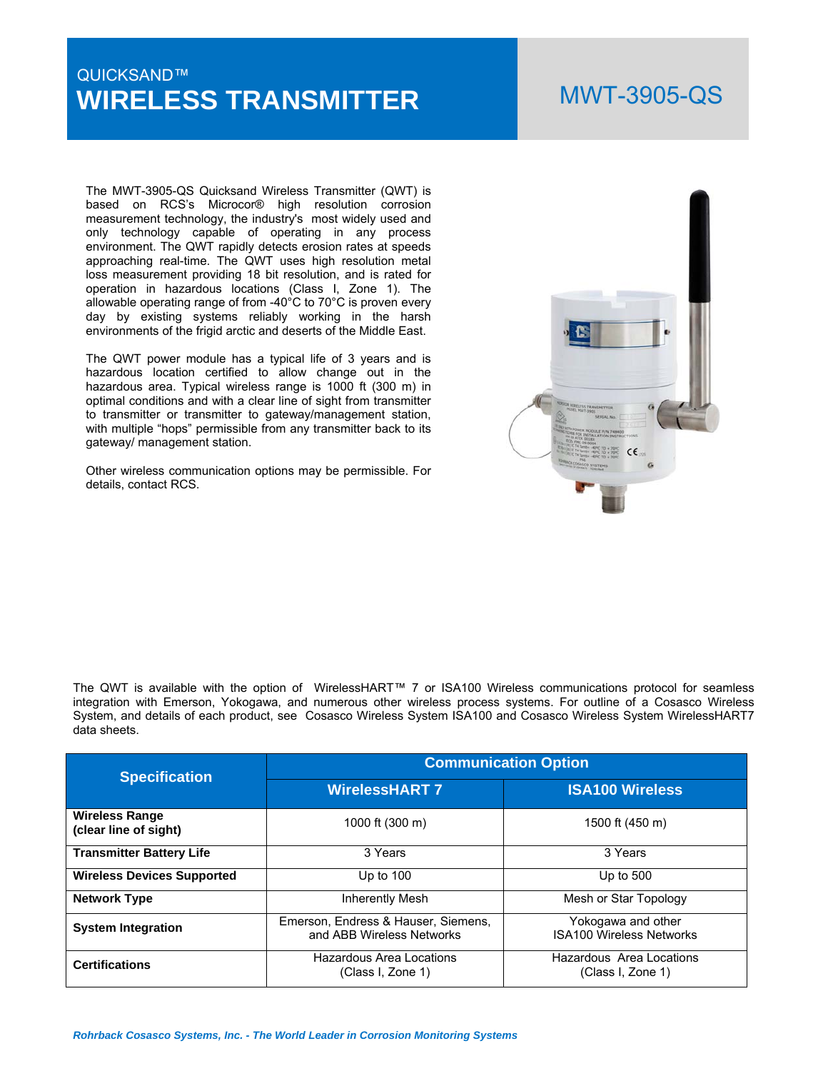QUICKSAND™

# WIRELESS TRANSMITTER

## MWT-3905-QS

The MWT-3905-QS Quicksand Wireless Transmitter (QWT) is based on RCS's Microcor® high resolution corrosion measurement technology, the industry's most widely used and only technology capable of operating in any process environment. The QWT rapidly detects erosion rates at speeds approaching real-time. The QWT uses high resolution metal loss measurement providing 18 bit resolution, and is rated for operation in hazardous locations (Class I, Zone 1). The allowable operating range of from -40°C to 70°C is proven every day by existing systems reliably working in the harsh environments of the frigid arctic and deserts of the Middle East.

The QWT power module has a typical life of 3 years and is hazardous location certified to allow change out in the hazardous area. Typical wireless range is 1000 ft (300 m) in optimal conditions and with a clear line of sight from transmitter to transmitter or transmitter to gateway/management station, with multiple "hops" permissible from any transmitter back to its gateway/ management station.

Other wireless communication options may be permissible. For details, contact RCS.

The QWT is available with the option of WirelessHART™ 7 or ISA100 Wireless communications protocol for seamless integration with Emerson, Yokogawa, and numerous other wireless process systems. For outline of a Cosasco Wireless System, and details of each product, see Cosasco Wireless System ISA100 and Cosasco Wireless System WirelessHART7 data sheets.

| Specification | Communication Option | |
|---|---|---|
| | **WirelessHART 7** | **ISA100 Wireless** |
| **Wireless Range (clear line of sight)** | 1000 ft (300 m) | 1500 ft (450 m) |
| **Transmitter Battery Life** | 3 Years | 3 Years |
| **Wireless Devices Supported** | Up to 100 | Up to 500 |
| **Network Type** | Inherently Mesh | Mesh or Star Topology |
| **System Integration** | Emerson, Endress & Hauser, Siemens, and ABB Wireless Networks | Yokogawa and other ISA100 Wireless Networks |
| **Certifications** | Hazardous Area Locations (Class I, Zone 1) | Hazardous Area Locations (Class I, Zone 1) |

*Rohrback Cosasco Systems, Inc. - The World Leader in Corrosion Monitoring Systems*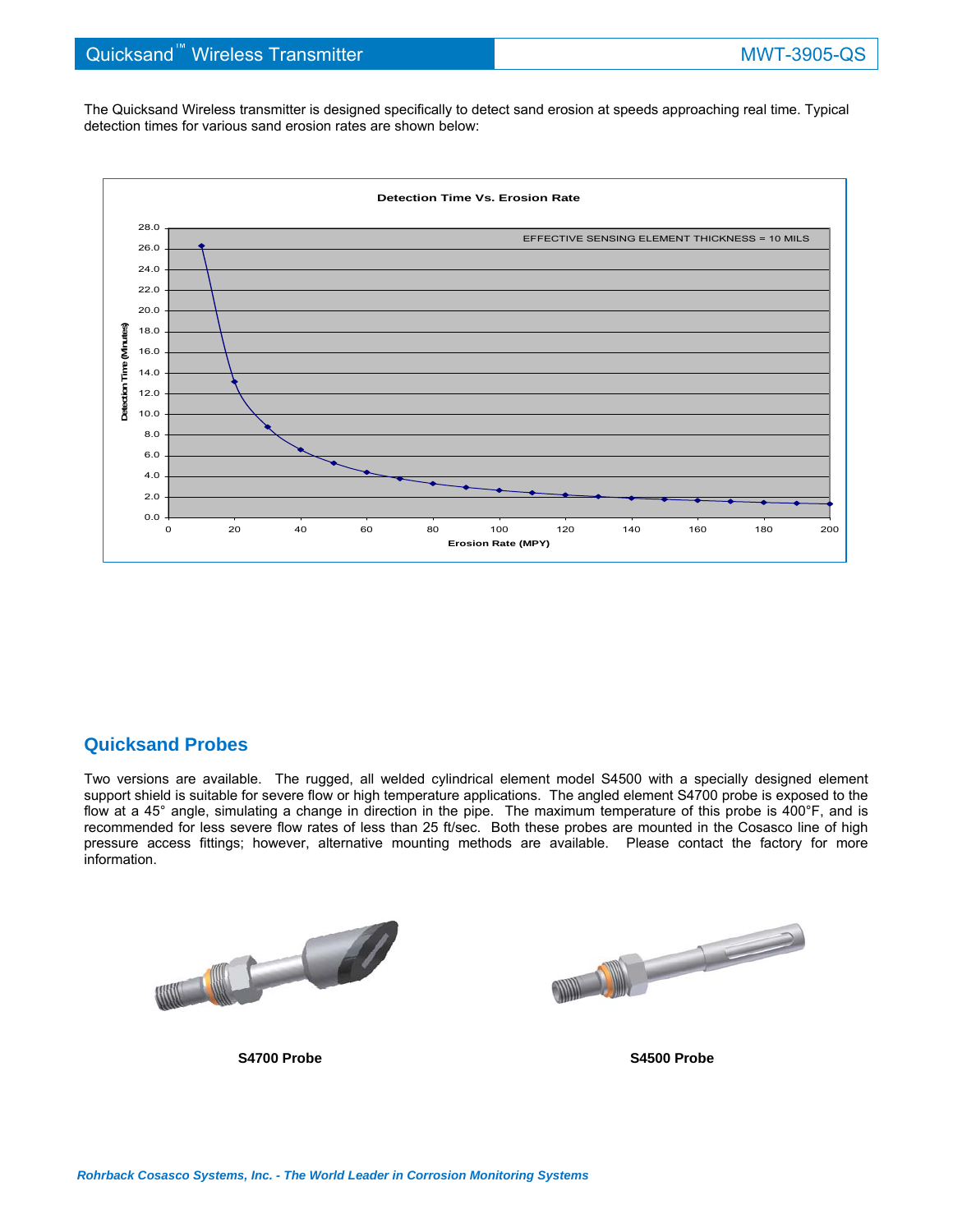The Quicksand Wireless transmitter is designed specifically to detect sand erosion at speeds approaching real time. Typical detection times for various sand erosion rates are shown below:

**Detection Time Vs. Erosion Rate**

EFFECTIVE SENSING ELEMENT THICKNESS = 10 MILS

Detection Time (Minutes) vs. Erosion Rate (MPY)

## Quicksand Probes

Two versions are available. The rugged, all welded cylindrical element model S4500 with a specially designed element support shield is suitable for severe flow or high temperature applications. The angled element S4700 probe is exposed to the flow at a 45° angle, simulating a change in direction in the pipe. The maximum temperature of this probe is 400°F, and is recommended for less severe flow rates of less than 25 ft/sec. Both these probes are mounted in the Cosasco line of high pressure access fittings; however, alternative mounting methods are available. Please contact the factory for more information.

**S4700 Probe**

**S4500 Probe**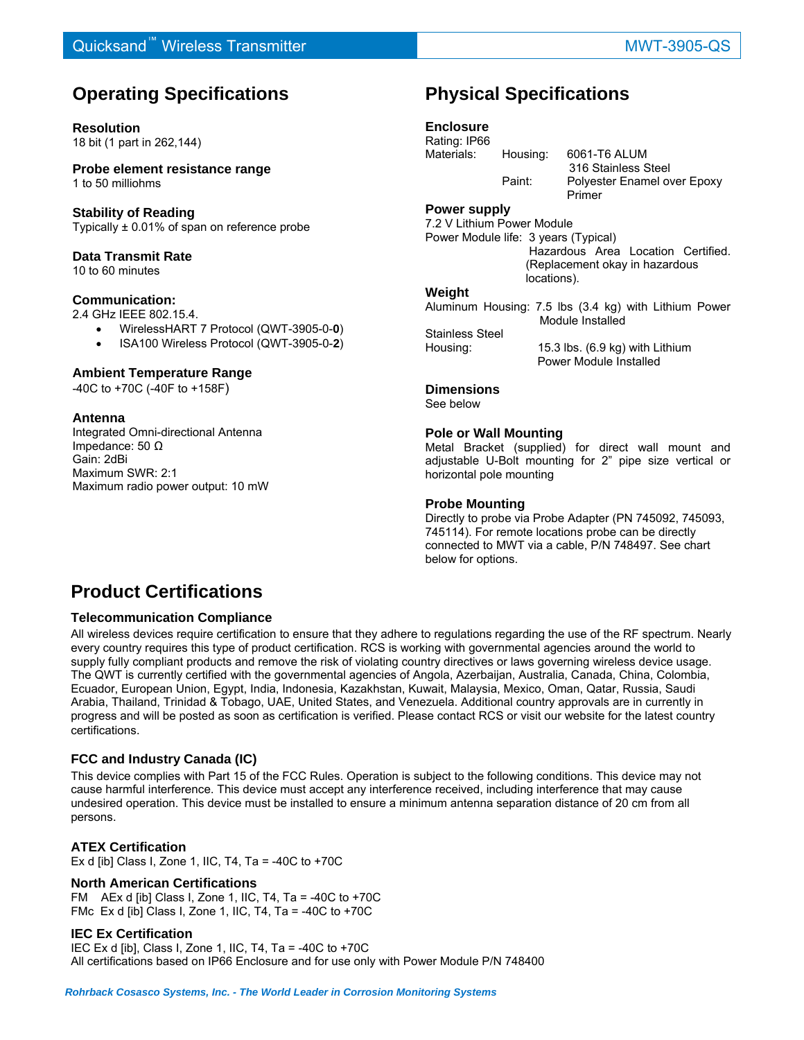Quicksand™ Wireless Transmitter — MWT-3905-QS

## Operating Specifications

### Resolution
18 bit (1 part in 262,144)

### Probe element resistance range
1 to 50 milliohms

### Stability of Reading
Typically ± 0.01% of span on reference probe

### Data Transmit Rate
10 to 60 minutes

### Communication:
2.4 GHz IEEE 802.15.4.

- WirelessHART 7 Protocol (QWT-3905-0-**0**)
- ISA100 Wireless Protocol (QWT-3905-0-**2**)

### Ambient Temperature Range
-40C to +70C (-40F to +158F)

### Antenna
Integrated Omni-directional Antenna
Impedance: 50 Ω
Gain: 2dBi
Maximum SWR: 2:1
Maximum radio power output: 10 mW

## Physical Specifications

### Enclosure
Rating: IP66
Materials: Housing: 6061-T6 ALUM
316 Stainless Steel
Paint: Polyester Enamel over Epoxy Primer

### Power supply
7.2 V Lithium Power Module
Power Module life: 3 years (Typical)
Hazardous Area Location Certified. (Replacement okay in hazardous locations).

### Weight
Aluminum Housing: 7.5 lbs (3.4 kg) with Lithium Power Module Installed
Stainless Steel Housing: 15.3 lbs. (6.9 kg) with Lithium Power Module Installed

### Dimensions
See below

### Pole or Wall Mounting
Metal Bracket (supplied) for direct wall mount and adjustable U-Bolt mounting for 2" pipe size vertical or horizontal pole mounting

### Probe Mounting
Directly to probe via Probe Adapter (PN 745092, 745093, 745114). For remote locations probe can be directly connected to MWT via a cable, P/N 748497. See chart below for options.

## Product Certifications

### Telecommunication Compliance
All wireless devices require certification to ensure that they adhere to regulations regarding the use of the RF spectrum. Nearly every country requires this type of product certification. RCS is working with governmental agencies around the world to supply fully compliant products and remove the risk of violating country directives or laws governing wireless device usage. The QWT is currently certified with the governmental agencies of Angola, Azerbaijan, Australia, Canada, China, Colombia, Ecuador, European Union, Egypt, India, Indonesia, Kazakhstan, Kuwait, Malaysia, Mexico, Oman, Qatar, Russia, Saudi Arabia, Thailand, Trinidad & Tobago, UAE, United States, and Venezuela. Additional country approvals are in currently in progress and will be posted as soon as certification is verified. Please contact RCS or visit our website for the latest country certifications.

### FCC and Industry Canada (IC)
This device complies with Part 15 of the FCC Rules. Operation is subject to the following conditions. This device may not cause harmful interference. This device must accept any interference received, including interference that may cause undesired operation. This device must be installed to ensure a minimum antenna separation distance of 20 cm from all persons.

### ATEX Certification
Ex d [ib] Class I, Zone 1, IIC, T4, Ta = -40C to +70C

### North American Certifications
FM AEx d [ib] Class I, Zone 1, IIC, T4, Ta = -40C to +70C
FMc Ex d [ib] Class I, Zone 1, IIC, T4, Ta = -40C to +70C

### IEC Ex Certification
IEC Ex d [ib], Class I, Zone 1, IIC, T4, Ta = -40C to +70C
All certifications based on IP66 Enclosure and for use only with Power Module P/N 748400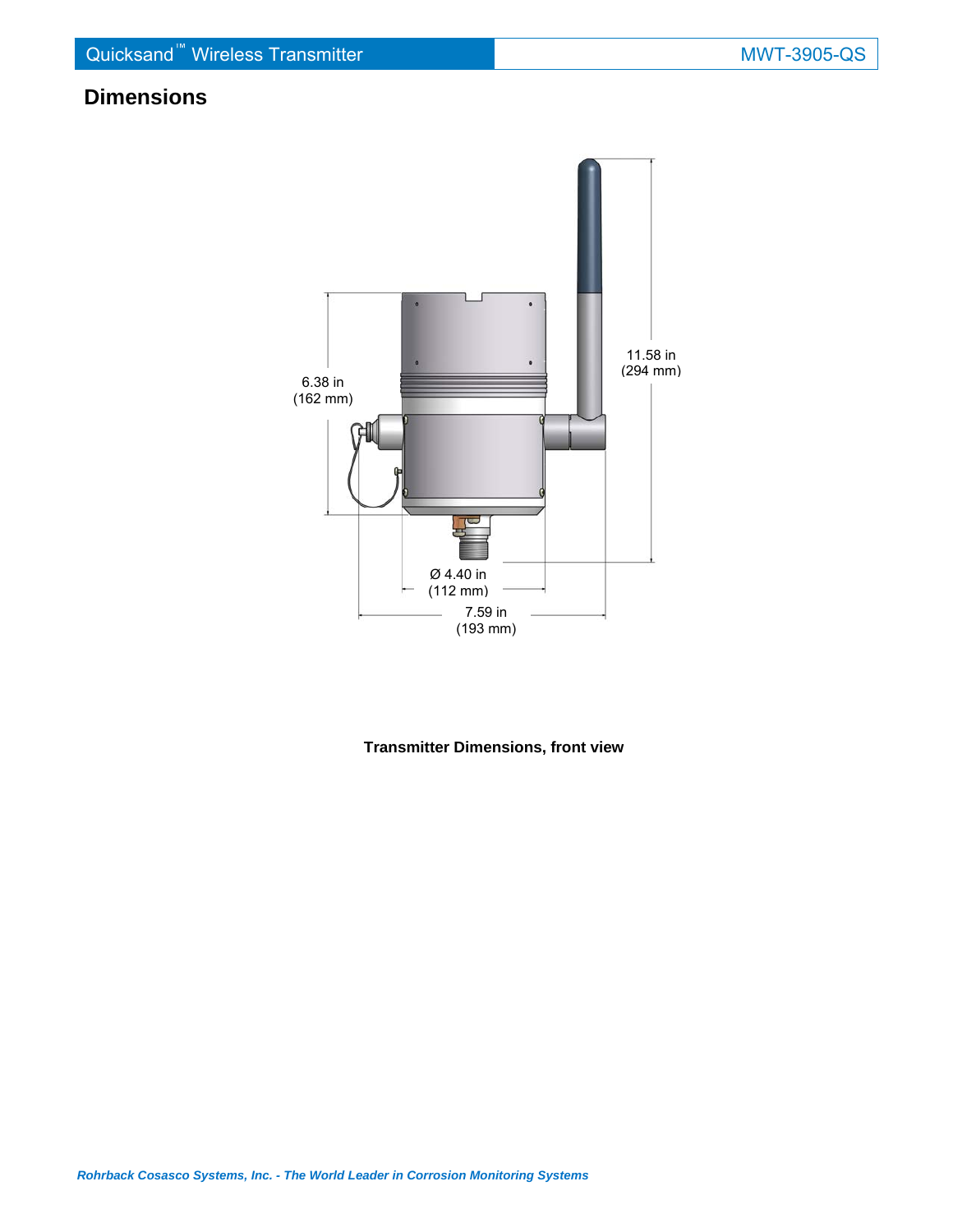## Dimensions

6.38 in
(162 mm)

11.58 in
(294 mm)

Ø 4.40 in
(112 mm)

7.59 in
(193 mm)

**Transmitter Dimensions, front view**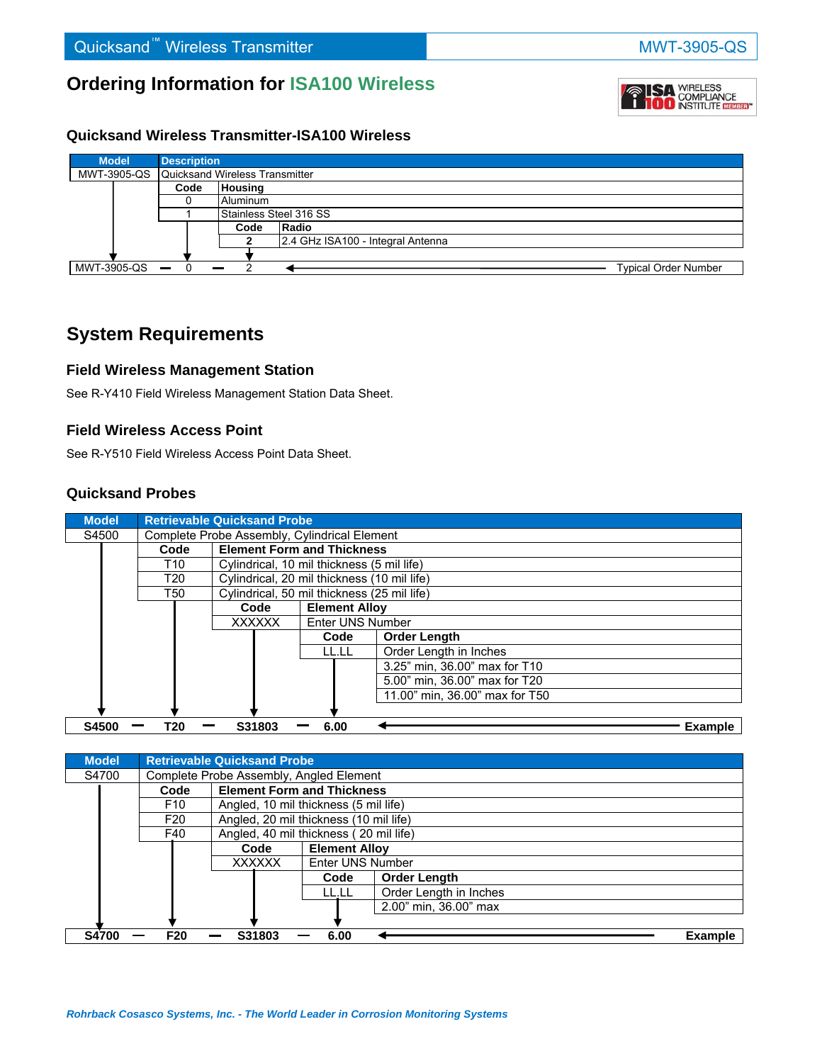# Ordering Information for ISA100 Wireless

### Quicksand Wireless Transmitter-ISA100 Wireless

| Model | Description | | |
|---|---|---|---|
| MWT-3905-QS | Quicksand Wireless Transmitter | | |
| | **Code** | **Housing** | |
| | 0 | Aluminum | |
| | 1 | Stainless Steel 316 SS | |
| | | **Code** | **Radio** |
| | | 2 | 2.4 GHz ISA100 - Integral Antenna |
| MWT-3905-QS — | 0 — | 2 | ← Typical Order Number |

## System Requirements

### Field Wireless Management Station

See R-Y410 Field Wireless Management Station Data Sheet.

### Field Wireless Access Point

See R-Y510 Field Wireless Access Point Data Sheet.

### Quicksand Probes

| Model | Retrievable Quicksand Probe | | | |
|---|---|---|---|---|
| S4500 | Complete Probe Assembly, Cylindrical Element | | | |
| | **Code** | **Element Form and Thickness** | | |
| | T10 | Cylindrical, 10 mil thickness (5 mil life) | | |
| | T20 | Cylindrical, 20 mil thickness (10 mil life) | | |
| | T50 | Cylindrical, 50 mil thickness (25 mil life) | | |
| | | **Code** | **Element Alloy** | |
| | | XXXXXX | Enter UNS Number | |
| | | | **Code** | **Order Length** |
| | | | LL.LL | Order Length in Inches |
| | | | | 3.25" min, 36.00" max for T10 |
| | | | | 5.00" min, 36.00" max for T20 |
| | | | | 11.00" min, 36.00" max for T50 |
| **S4500** — | **T20** — | **S31803** — | **6.00** | ← **Example** |

| Model | Retrievable Quicksand Probe | | | |
|---|---|---|---|---|
| S4700 | Complete Probe Assembly, Angled Element | | | |
| | **Code** | **Element Form and Thickness** | | |
| | F10 | Angled, 10 mil thickness (5 mil life) | | |
| | F20 | Angled, 20 mil thickness (10 mil life) | | |
| | F40 | Angled, 40 mil thickness ( 20 mil life) | | |
| | | **Code** | **Element Alloy** | |
| | | XXXXXX | Enter UNS Number | |
| | | | **Code** | **Order Length** |
| | | | LL.LL | Order Length in Inches |
| | | | | 2.00" min, 36.00" max |
| **S4700** — | **F20** — | **S31803** — | **6.00** | ← **Example** |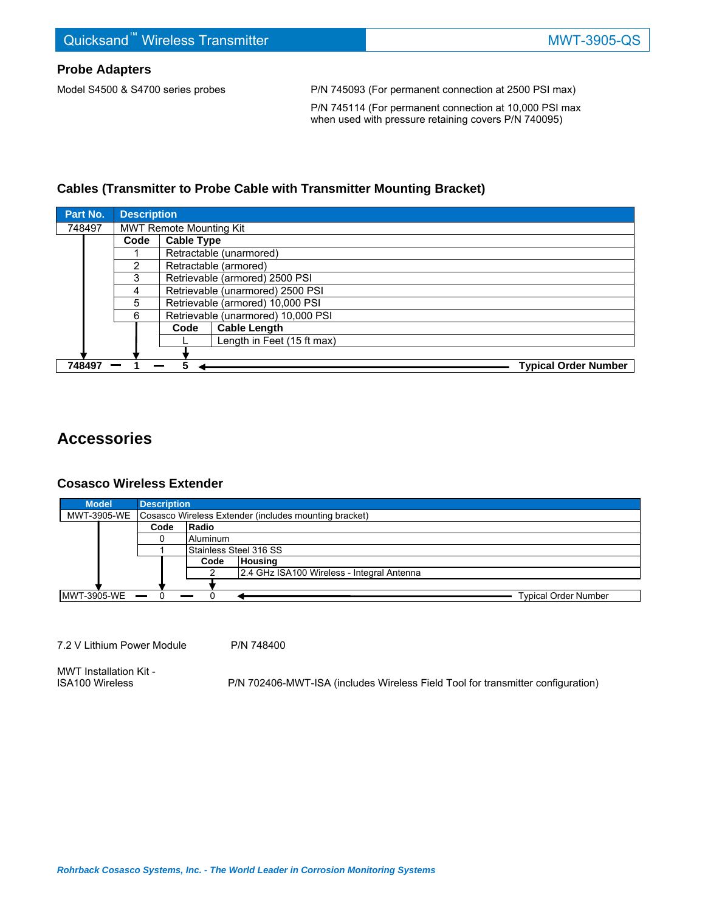## Probe Adapters

Model S4500 & S4700 series probes

P/N 745093 (For permanent connection at 2500 PSI max)

P/N 745114 (For permanent connection at 10,000 PSI max when used with pressure retaining covers P/N 740095)

## Cables (Transmitter to Probe Cable with Transmitter Mounting Bracket)

| Part No. | Description | | |
|---|---|---|---|
| 748497 | MWT Remote Mounting Kit | | |
| | **Code** | **Cable Type** | |
| | 1 | Retractable (unarmored) | |
| | 2 | Retractable (armored) | |
| | 3 | Retrievable (armored) 2500 PSI | |
| | 4 | Retrievable (unarmored) 2500 PSI | |
| | 5 | Retrievable (armored) 10,000 PSI | |
| | 6 | Retrievable (unarmored) 10,000 PSI | |
| | | **Code** | **Cable Length** |
| | | L | Length in Feet (15 ft max) |
| **748497 —** | **1 —** | **5** | **Typical Order Number** |

# Accessories

## Cosasco Wireless Extender

| Model | Description | | |
|---|---|---|---|
| MWT-3905-WE | Cosasco Wireless Extender (includes mounting bracket) | | |
| | **Code** | **Radio** | |
| | 0 | Aluminum | |
| | 1 | Stainless Steel 316 SS | |
| | | **Code** | **Housing** |
| | | 2 | 2.4 GHz ISA100 Wireless - Integral Antenna |
| MWT-3905-WE — | 0 — | 0 | Typical Order Number |

7.2 V Lithium Power Module — P/N 748400

MWT Installation Kit - ISA100 Wireless — P/N 702406-MWT-ISA (includes Wireless Field Tool for transmitter configuration)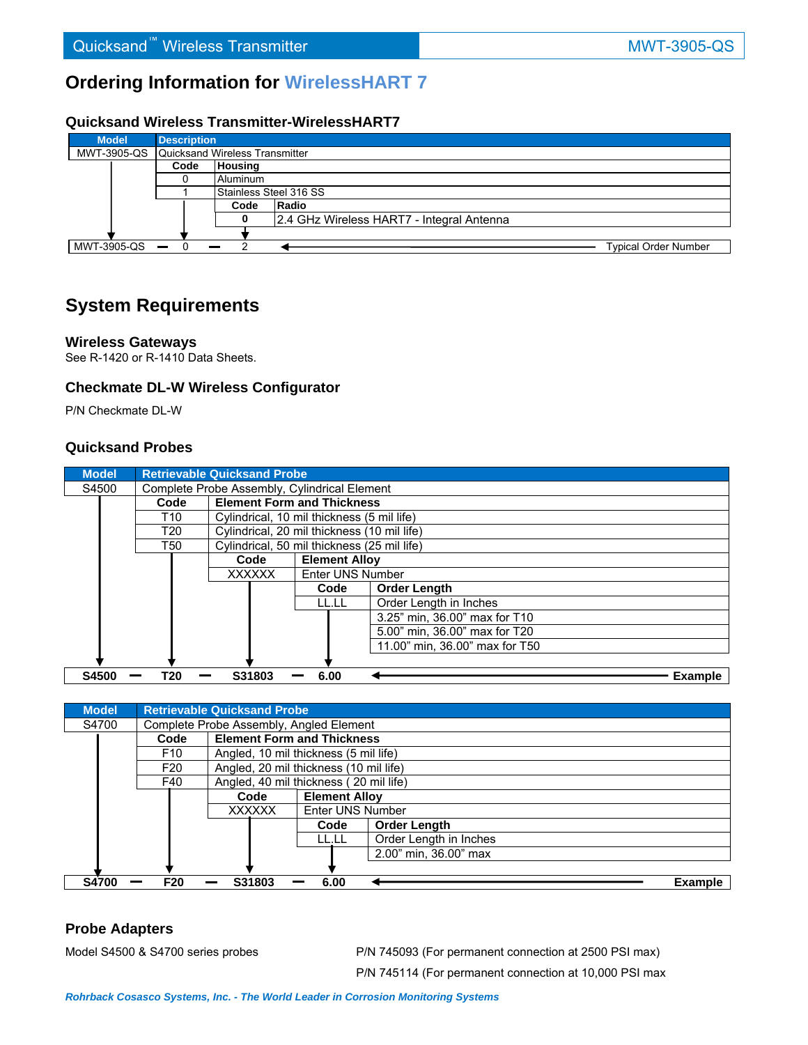## Ordering Information for WirelessHART 7

### Quicksand Wireless Transmitter-WirelessHART7

| Model | Description | | |
|---|---|---|---|
| MWT-3905-QS | Quicksand Wireless Transmitter | | |
| | **Code** | **Housing** | |
| | 0 | Aluminum | |
| | 1 | Stainless Steel 316 SS | |
| | | **Code** | **Radio** |
| | | 0 | 2.4 GHz Wireless HART7 - Integral Antenna |

MWT-3905-QS — 0 — 2 ← Typical Order Number

## System Requirements

### Wireless Gateways

See R-1420 or R-1410 Data Sheets.

### Checkmate DL-W Wireless Configurator

P/N Checkmate DL-W

### Quicksand Probes

| Model | Retrievable Quicksand Probe | | | |
|---|---|---|---|---|
| S4500 | Complete Probe Assembly, Cylindrical Element | | | |
| | **Code** | **Element Form and Thickness** | | |
| | T10 | Cylindrical, 10 mil thickness (5 mil life) | | |
| | T20 | Cylindrical, 20 mil thickness (10 mil life) | | |
| | T50 | Cylindrical, 50 mil thickness (25 mil life) | | |
| | | **Code** | **Element Alloy** | |
| | | XXXXXX | Enter UNS Number | |
| | | | **Code** | **Order Length** |
| | | | LL.LL | Order Length in Inches |
| | | | | 3.25" min, 36.00" max for T10 |
| | | | | 5.00" min, 36.00" max for T20 |
| | | | | 11.00" min, 36.00" max for T50 |

**S4500 — T20 — S31803 — 6.00** ← **Example**

| Model | Retrievable Quicksand Probe | | | |
|---|---|---|---|---|
| S4700 | Complete Probe Assembly, Angled Element | | | |
| | **Code** | **Element Form and Thickness** | | |
| | F10 | Angled, 10 mil thickness (5 mil life) | | |
| | F20 | Angled, 20 mil thickness (10 mil life) | | |
| | F40 | Angled, 40 mil thickness ( 20 mil life) | | |
| | | **Code** | **Element Alloy** | |
| | | XXXXXX | Enter UNS Number | |
| | | | **Code** | **Order Length** |
| | | | LL.LL | Order Length in Inches |
| | | | | 2.00" min, 36.00" max |

**S4700 — F20 — S31803 — 6.00** ← **Example**

### Probe Adapters

Model S4500 & S4700 series probes

P/N 745093 (For permanent connection at 2500 PSI max)

P/N 745114 (For permanent connection at 10,000 PSI max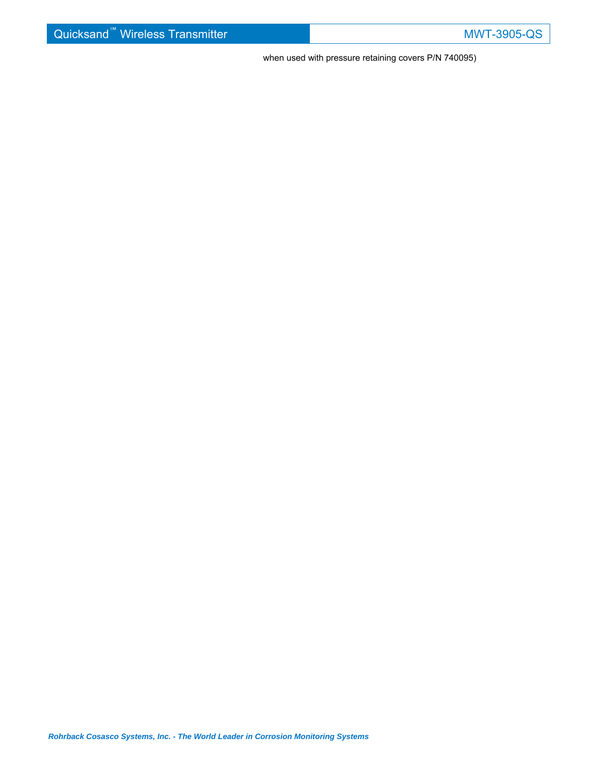when used with pressure retaining covers P/N 740095)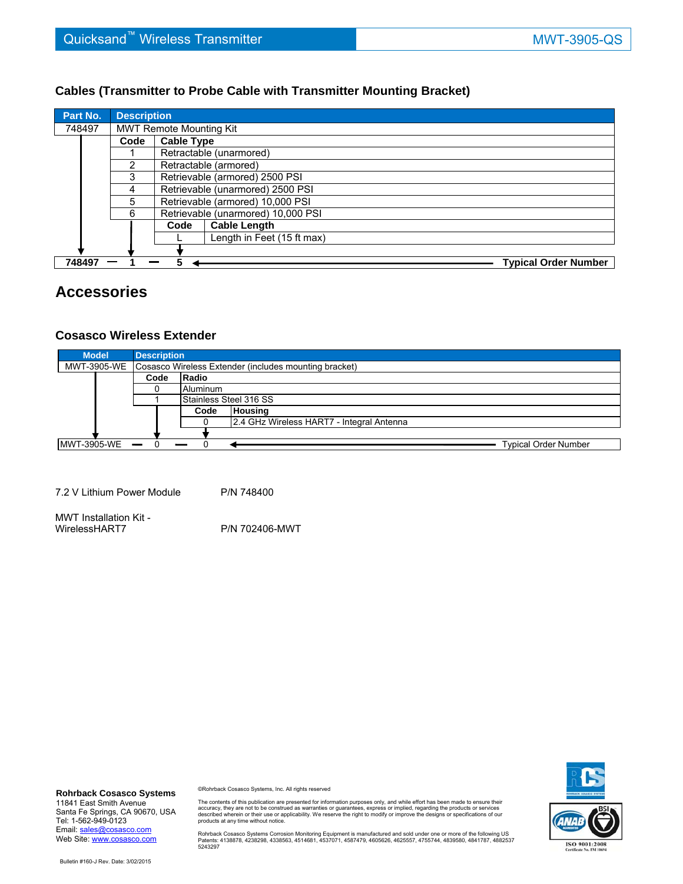## Cables (Transmitter to Probe Cable with Transmitter Mounting Bracket)

| Part No. | Description | | |
|---|---|---|---|
| 748497 | MWT Remote Mounting Kit | | |
| | **Code** | **Cable Type** | |
| | 1 | Retractable (unarmored) | |
| | 2 | Retractable (armored) | |
| | 3 | Retrievable (armored) 2500 PSI | |
| | 4 | Retrievable (unarmored) 2500 PSI | |
| | 5 | Retrievable (armored) 10,000 PSI | |
| | 6 | Retrievable (unarmored) 10,000 PSI | |
| | | **Code** | **Cable Length** |
| | | L | Length in Feet (15 ft max) |
| **748497** | **— 1** | **— 5** | ← **Typical Order Number** |

# Accessories

## Cosasco Wireless Extender

| Model | Description | | |
|---|---|---|---|
| MWT-3905-WE | Cosasco Wireless Extender (includes mounting bracket) | | |
| | **Code** | **Radio** | |
| | 0 | Aluminum | |
| | 1 | Stainless Steel 316 SS | |
| | | **Code** | **Housing** |
| | | 0 | 2.4 GHz Wireless HART7 - Integral Antenna |
| MWT-3905-WE | — 0 | — 0 | ← Typical Order Number |

7.2 V Lithium Power Module P/N 748400

MWT Installation Kit - WirelessHART7 P/N 702406-MWT

**Rohrback Cosasco Systems**
11841 East Smith Avenue
Santa Fe Springs, CA 90670, USA
Tel: 1-562-949-0123
Email: sales@cosasco.com
Web Site: www.cosasco.com

©Rohrback Cosasco Systems, Inc. All rights reserved

The contents of this publication are presented for information purposes only, and while effort has been made to ensure their accuracy, they are not to be construed as warranties or guarantees, express or implied, regarding the products or services described wherein or their use or applicability. We reserve the right to modify or improve the designs or specifications of our products at any time without notice.

Rohrback Cosasco Systems Corrosion Monitoring Equipment is manufactured and sold under one or more of the following US Patents: 4138878, 4238298, 4338563, 4514681, 4537071, 4587479, 4605626, 4625557, 4755744, 4839580, 4841787, 4882537 5243297

ISO 9001:2008
Certificate No. FM 10694

Bulletin #160-J Rev. Date: 3/02/2015